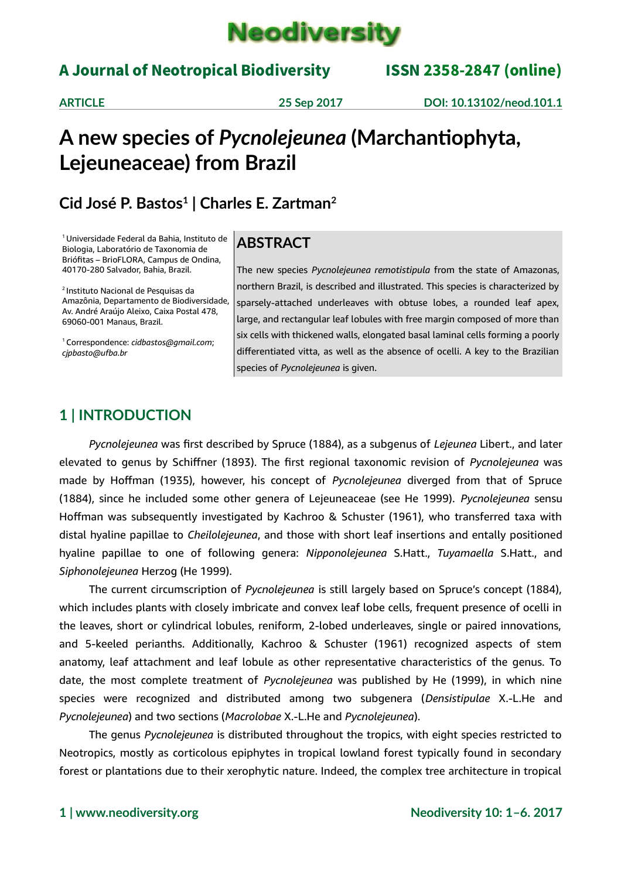Neodiversity

A Journal of Neotropical Biodiversity — ISSN 2358-2847 (online)

ARTICLE — 25 Sep 2017 — DOI: 10.13102/neod.101.1

# A new species of *Pycnolejeunea* (Marchantiophyta, Lejeuneaceae) from Brazil

**Cid José P. Bastos[1] | Charles E. Zartman[2]**

[1] Universidade Federal da Bahia, Instituto de Biologia, Laboratório de Taxonomia de Briófitas – BrioFLORA, Campus de Ondina, 40170-280 Salvador, Bahia, Brazil.

[2] Instituto Nacional de Pesquisas da Amazônia, Departamento de Biodiversidade, Av. André Araújo Aleixo, Caixa Postal 478, 69060-001 Manaus, Brazil.

[1] Correspondence: *cidbastos@gmail.com*; *cjpbasto@ufba.br*

## ABSTRACT

The new species *Pycnolejeunea remotistipula* from the state of Amazonas, northern Brazil, is described and illustrated. This species is characterized by sparsely-attached underleaves with obtuse lobes, a rounded leaf apex, large, and rectangular leaf lobules with free margin composed of more than six cells with thickened walls, elongated basal laminal cells forming a poorly differentiated vitta, as well as the absence of ocelli. A key to the Brazilian species of *Pycnolejeunea* is given.

## 1 | INTRODUCTION

*Pycnolejeunea* was first described by Spruce (1884), as a subgenus of *Lejeunea* Libert., and later elevated to genus by Schiffner (1893). The first regional taxonomic revision of *Pycnolejeunea* was made by Hoffman (1935), however, his concept of *Pycnolejeunea* diverged from that of Spruce (1884), since he included some other genera of Lejeuneaceae (see He 1999). *Pycnolejeunea* sensu Hoffman was subsequently investigated by Kachroo & Schuster (1961), who transferred taxa with distal hyaline papillae to *Cheilolejeunea*, and those with short leaf insertions and entally positioned hyaline papillae to one of following genera: *Nipponolejeunea* S.Hatt., *Tuyamaella* S.Hatt., and *Siphonolejeunea* Herzog (He 1999).

The current circumscription of *Pycnolejeunea* is still largely based on Spruce's concept (1884), which includes plants with closely imbricate and convex leaf lobe cells, frequent presence of ocelli in the leaves, short or cylindrical lobules, reniform, 2-lobed underleaves, single or paired innovations, and 5-keeled perianths. Additionally, Kachroo & Schuster (1961) recognized aspects of stem anatomy, leaf attachment and leaf lobule as other representative characteristics of the genus. To date, the most complete treatment of *Pycnolejeunea* was published by He (1999), in which nine species were recognized and distributed among two subgenera (*Densistipulae* X.-L.He and *Pycnolejeunea*) and two sections (*Macrolobae* X.-L.He and *Pycnolejeunea*).

The genus *Pycnolejeunea* is distributed throughout the tropics, with eight species restricted to Neotropics, mostly as corticolous epiphytes in tropical lowland forest typically found in secondary forest or plantations due to their xerophytic nature. Indeed, the complex tree architecture in tropical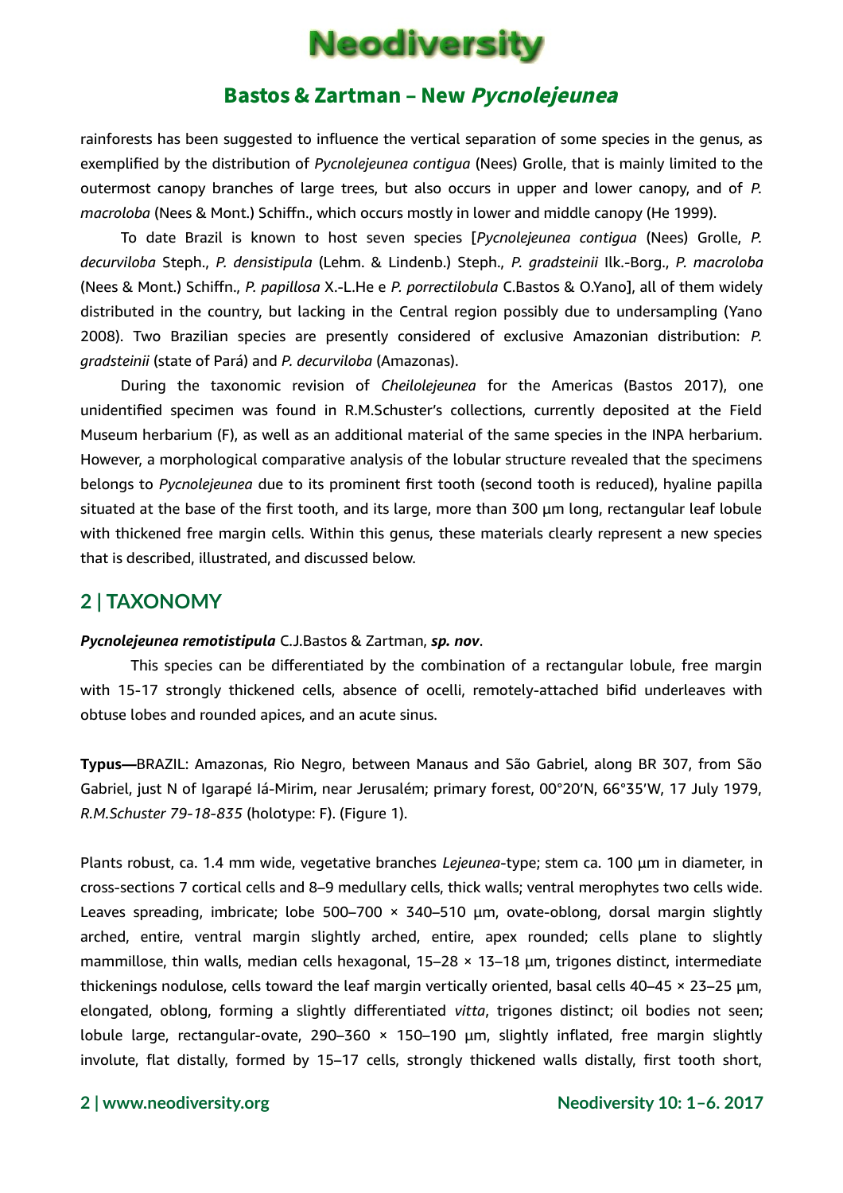rainforests has been suggested to influence the vertical separation of some species in the genus, as exemplified by the distribution of *Pycnolejeunea contigua* (Nees) Grolle, that is mainly limited to the outermost canopy branches of large trees, but also occurs in upper and lower canopy, and of *P. macroloba* (Nees & Mont.) Schiffn., which occurs mostly in lower and middle canopy (He 1999).

To date Brazil is known to host seven species [*Pycnolejeunea contigua* (Nees) Grolle, *P. decurviloba* Steph., *P. densistipula* (Lehm. & Lindenb.) Steph., *P. gradsteinii* Ilk.-Borg., *P. macroloba* (Nees & Mont.) Schiffn., *P. papillosa* X.-L.He e *P. porrectilobula* C.Bastos & O.Yano], all of them widely distributed in the country, but lacking in the Central region possibly due to undersampling (Yano 2008). Two Brazilian species are presently considered of exclusive Amazonian distribution: *P. gradsteinii* (state of Pará) and *P. decurviloba* (Amazonas).

During the taxonomic revision of *Cheilolejeunea* for the Americas (Bastos 2017), one unidentified specimen was found in R.M.Schuster's collections, currently deposited at the Field Museum herbarium (F), as well as an additional material of the same species in the INPA herbarium. However, a morphological comparative analysis of the lobular structure revealed that the specimens belongs to *Pycnolejeunea* due to its prominent first tooth (second tooth is reduced), hyaline papilla situated at the base of the first tooth, and its large, more than 300 µm long, rectangular leaf lobule with thickened free margin cells. Within this genus, these materials clearly represent a new species that is described, illustrated, and discussed below.

## 2 | TAXONOMY

***Pycnolejeunea remotistipula*** C.J.Bastos & Zartman, ***sp. nov***.

This species can be differentiated by the combination of a rectangular lobule, free margin with 15-17 strongly thickened cells, absence of ocelli, remotely-attached bifid underleaves with obtuse lobes and rounded apices, and an acute sinus.

**Typus—**BRAZIL: Amazonas, Rio Negro, between Manaus and São Gabriel, along BR 307, from São Gabriel, just N of Igarapé Iá-Mirim, near Jerusalém; primary forest, 00°20'N, 66°35'W, 17 July 1979, *R.M.Schuster 79-18-835* (holotype: F). (Figure 1).

Plants robust, ca. 1.4 mm wide, vegetative branches *Lejeunea*-type; stem ca. 100 µm in diameter, in cross-sections 7 cortical cells and 8–9 medullary cells, thick walls; ventral merophytes two cells wide. Leaves spreading, imbricate; lobe 500–700 × 340–510 µm, ovate-oblong, dorsal margin slightly arched, entire, ventral margin slightly arched, entire, apex rounded; cells plane to slightly mammillose, thin walls, median cells hexagonal, 15–28 × 13–18 µm, trigones distinct, intermediate thickenings nodulose, cells toward the leaf margin vertically oriented, basal cells 40–45 × 23–25 µm, elongated, oblong, forming a slightly differentiated *vitta*, trigones distinct; oil bodies not seen; lobule large, rectangular-ovate, 290–360 × 150–190 µm, slightly inflated, free margin slightly involute, flat distally, formed by 15–17 cells, strongly thickened walls distally, first tooth short,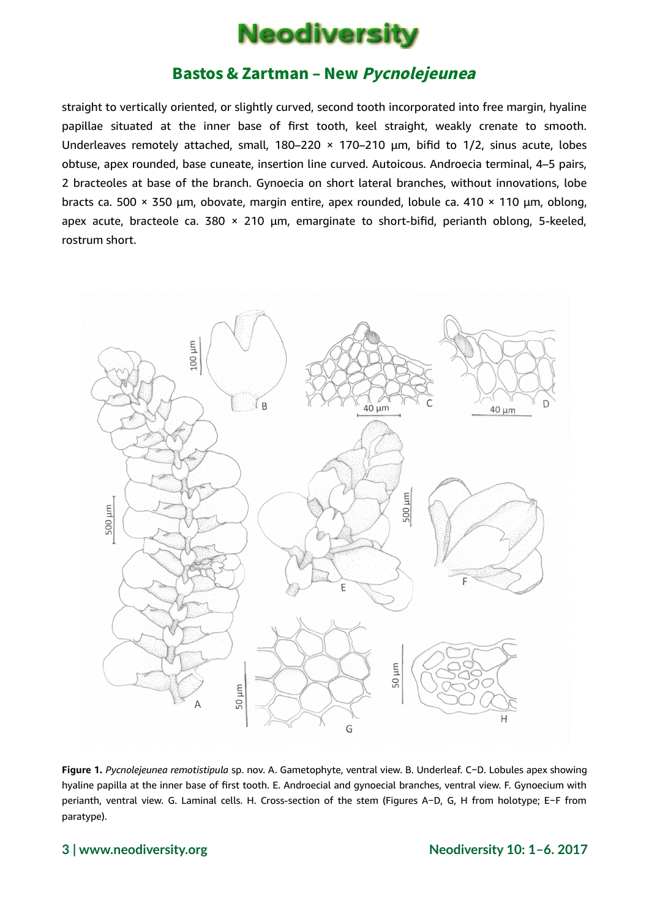straight to vertically oriented, or slightly curved, second tooth incorporated into free margin, hyaline papillae situated at the inner base of first tooth, keel straight, weakly crenate to smooth. Underleaves remotely attached, small, 180–220 × 170–210 µm, bifid to 1/2, sinus acute, lobes obtuse, apex rounded, base cuneate, insertion line curved. Autoicous. Androecia terminal, 4–5 pairs, 2 bracteoles at base of the branch. Gynoecia on short lateral branches, without innovations, lobe bracts ca. 500 × 350 µm, obovate, margin entire, apex rounded, lobule ca. 410 × 110 µm, oblong, apex acute, bracteole ca. 380 × 210 µm, emarginate to short-bifid, perianth oblong, 5-keeled, rostrum short.

**Figure 1.** *Pycnolejeunea remotistipula* sp. nov. A. Gametophyte, ventral view. B. Underleaf. C–D. Lobules apex showing hyaline papilla at the inner base of first tooth. E. Androecial and gynoecial branches, ventral view. F. Gynoecium with perianth, ventral view. G. Laminal cells. H. Cross-section of the stem (Figures A–D, G, H from holotype; E–F from paratype).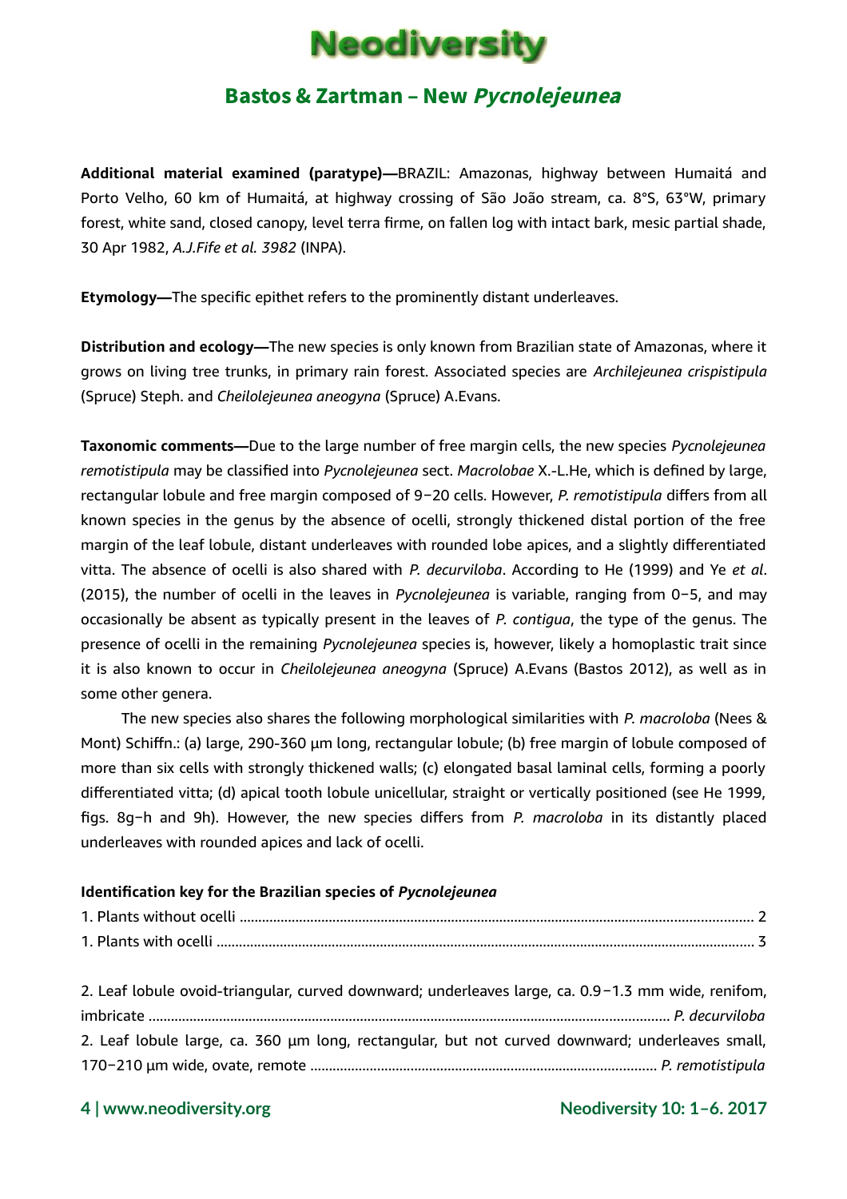**Additional material examined (paratype)—**BRAZIL: Amazonas, highway between Humaitá and Porto Velho, 60 km of Humaitá, at highway crossing of São João stream, ca. 8°S, 63°W, primary forest, white sand, closed canopy, level terra firme, on fallen log with intact bark, mesic partial shade, 30 Apr 1982, *A.J.Fife et al. 3982* (INPA).

**Etymology—**The specific epithet refers to the prominently distant underleaves.

**Distribution and ecology—**The new species is only known from Brazilian state of Amazonas, where it grows on living tree trunks, in primary rain forest. Associated species are *Archilejeunea crispistipula* (Spruce) Steph. and *Cheilolejeunea aneogyna* (Spruce) A.Evans.

**Taxonomic comments—**Due to the large number of free margin cells, the new species *Pycnolejeunea remotistipula* may be classified into *Pycnolejeunea* sect. *Macrolobae* X.-L.He, which is defined by large, rectangular lobule and free margin composed of 9−20 cells. However, *P. remotistipula* differs from all known species in the genus by the absence of ocelli, strongly thickened distal portion of the free margin of the leaf lobule, distant underleaves with rounded lobe apices, and a slightly differentiated vitta. The absence of ocelli is also shared with *P. decurviloba*. According to He (1999) and Ye *et al*. (2015), the number of ocelli in the leaves in *Pycnolejeunea* is variable, ranging from 0−5, and may occasionally be absent as typically present in the leaves of *P. contigua*, the type of the genus. The presence of ocelli in the remaining *Pycnolejeunea* species is, however, likely a homoplastic trait since it is also known to occur in *Cheilolejeunea aneogyna* (Spruce) A.Evans (Bastos 2012), as well as in some other genera.

The new species also shares the following morphological similarities with *P. macroloba* (Nees & Mont) Schiffn.: (a) large, 290-360 µm long, rectangular lobule; (b) free margin of lobule composed of more than six cells with strongly thickened walls; (c) elongated basal laminal cells, forming a poorly differentiated vitta; (d) apical tooth lobule unicellular, straight or vertically positioned (see He 1999, figs. 8g−h and 9h). However, the new species differs from *P. macroloba* in its distantly placed underleaves with rounded apices and lack of ocelli.

**Identification key for the Brazilian species of *Pycnolejeunea***

1. Plants without ocelli ........................................................ 2
1. Plants with ocelli ........................................................ 3

2. Leaf lobule ovoid-triangular, curved downward; underleaves large, ca. 0.9−1.3 mm wide, renifom, imbricate ........................................................ *P. decurviloba*
2. Leaf lobule large, ca. 360 µm long, rectangular, but not curved downward; underleaves small, 170−210 µm wide, ovate, remote ........................................................ *P. remotistipula*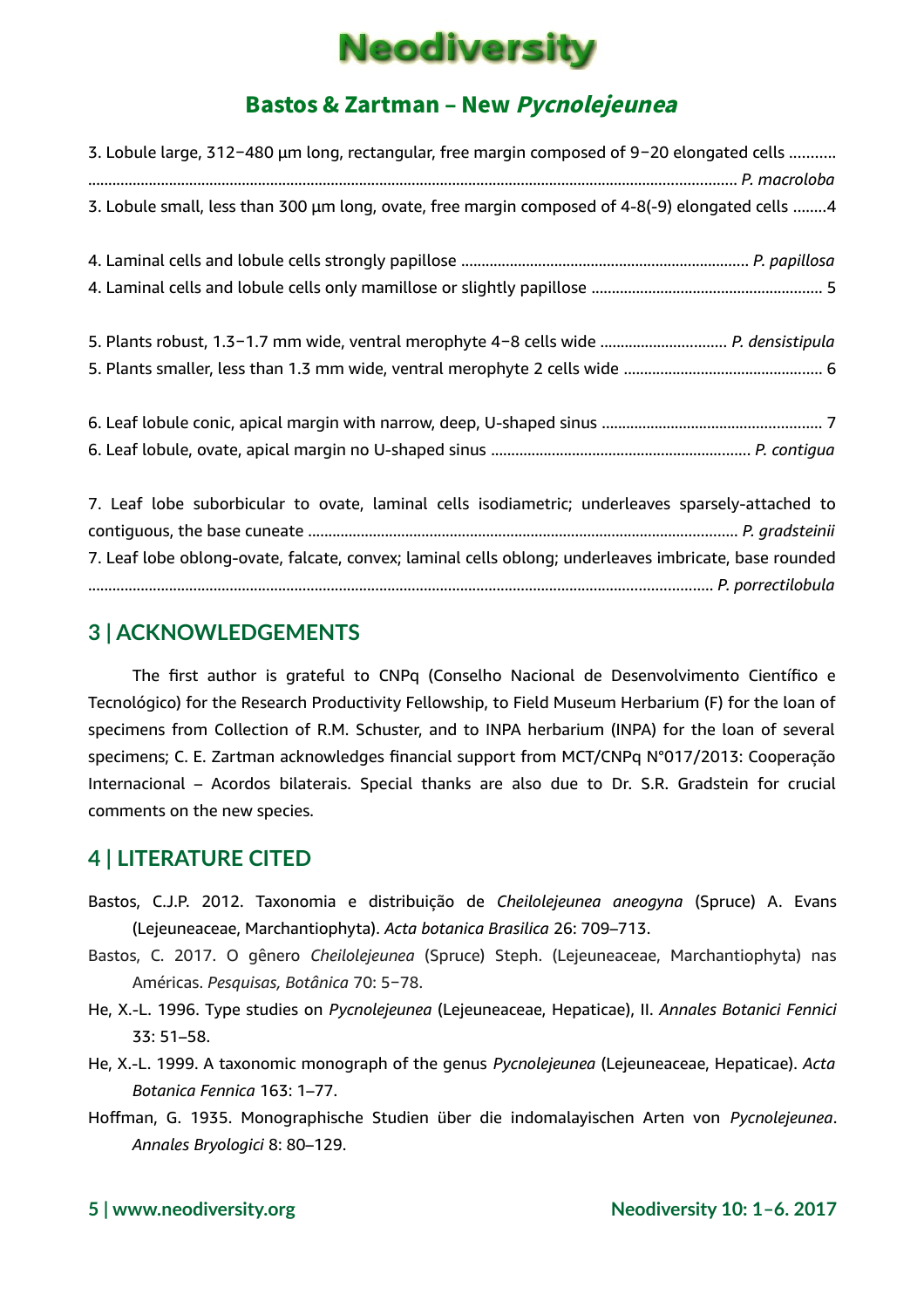3. Lobule large, 312–480 µm long, rectangular, free margin composed of 9–20 elongated cells ........... ........................................................................................................................................................ *P. macroloba*

3. Lobule small, less than 300 µm long, ovate, free margin composed of 4-8(-9) elongated cells ........4

4. Laminal cells and lobule cells strongly papillose ...................................................................... *P. papillosa*

4. Laminal cells and lobule cells only mamillose or slightly papillose ........................................................ 5

5. Plants robust, 1.3–1.7 mm wide, ventral merophyte 4–8 cells wide .............................. *P. densistipula*

5. Plants smaller, less than 1.3 mm wide, ventral merophyte 2 cells wide ................................................ 6

6. Leaf lobule conic, apical margin with narrow, deep, U-shaped sinus ..................................................... 7

6. Leaf lobule, ovate, apical margin no U-shaped sinus ............................................................... *P. contigua*

7. Leaf lobe suborbicular to ovate, laminal cells isodiametric; underleaves sparsely-attached to contiguous, the base cuneate ......................................................................................................... *P. gradsteinii*

7. Leaf lobe oblong-ovate, falcate, convex; laminal cells oblong; underleaves imbricate, base rounded ....................................................................................................................................................... *P. porrectilobula*

## 3 | ACKNOWLEDGEMENTS

The first author is grateful to CNPq (Conselho Nacional de Desenvolvimento Científico e Tecnológico) for the Research Productivity Fellowship, to Field Museum Herbarium (F) for the loan of specimens from Collection of R.M. Schuster, and to INPA herbarium (INPA) for the loan of several specimens; C. E. Zartman acknowledges financial support from MCT/CNPq N°017/2013: Cooperação Internacional – Acordos bilaterais. Special thanks are also due to Dr. S.R. Gradstein for crucial comments on the new species.

## 4 | LITERATURE CITED

Bastos, C.J.P. 2012. Taxonomia e distribuição de *Cheilolejeunea aneogyna* (Spruce) A. Evans (Lejeuneaceae, Marchantiophyta). *Acta botanica Brasilica* 26: 709–713.

Bastos, C. 2017. O gênero *Cheilolejeunea* (Spruce) Steph. (Lejeuneaceae, Marchantiophyta) nas Américas. *Pesquisas, Botânica* 70: 5–78.

He, X.-L. 1996. Type studies on *Pycnolejeunea* (Lejeuneaceae, Hepaticae), II. *Annales Botanici Fennici* 33: 51–58.

He, X.-L. 1999. A taxonomic monograph of the genus *Pycnolejeunea* (Lejeuneaceae, Hepaticae). *Acta Botanica Fennica* 163: 1–77.

Hoffman, G. 1935. Monographische Studien über die indomalayischen Arten von *Pycnolejeunea*. *Annales Bryologici* 8: 80–129.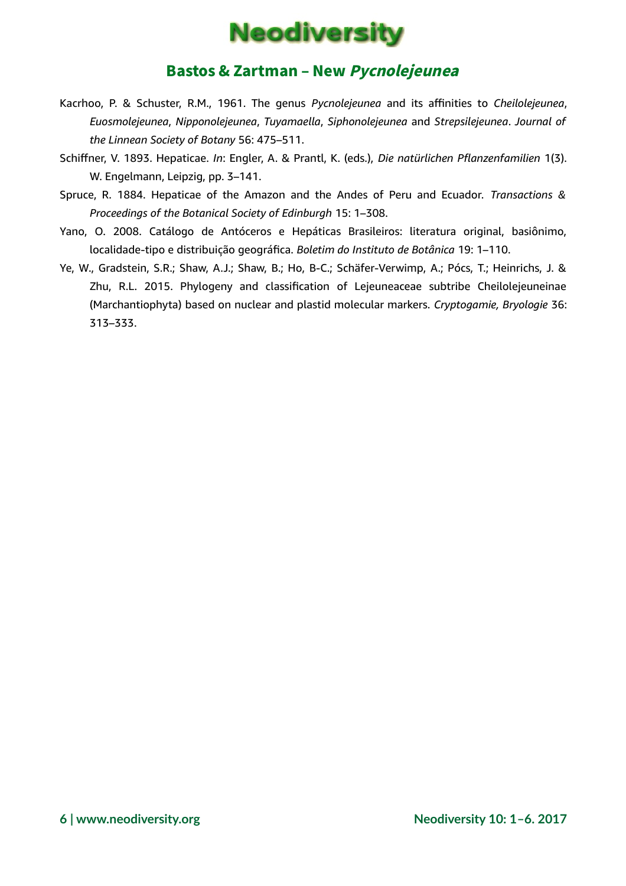Kacrhoo, P. & Schuster, R.M., 1961. The genus *Pycnolejeunea* and its affinities to *Cheilolejeunea*, *Euosmolejeunea*, *Nipponolejeunea*, *Tuyamaella*, *Siphonolejeunea* and *Strepsilejeunea*. *Journal of the Linnean Society of Botany* 56: 475–511.

Schiffner, V. 1893. Hepaticae. *In*: Engler, A. & Prantl, K. (eds.), *Die natürlichen Pflanzenfamilien* 1(3). W. Engelmann, Leipzig, pp. 3–141.

Spruce, R. 1884. Hepaticae of the Amazon and the Andes of Peru and Ecuador. *Transactions & Proceedings of the Botanical Society of Edinburgh* 15: 1–308.

Yano, O. 2008. Catálogo de Antóceros e Hepáticas Brasileiros: literatura original, basiônimo, localidade-tipo e distribuição geográfica. *Boletim do Instituto de Botânica* 19: 1–110.

Ye, W., Gradstein, S.R.; Shaw, A.J.; Shaw, B.; Ho, B-C.; Schäfer-Verwimp, A.; Pócs, T.; Heinrichs, J. & Zhu, R.L. 2015. Phylogeny and classification of Lejeuneaceae subtribe Cheilolejeuneinae (Marchantiophyta) based on nuclear and plastid molecular markers. *Cryptogamie, Bryologie* 36: 313–333.